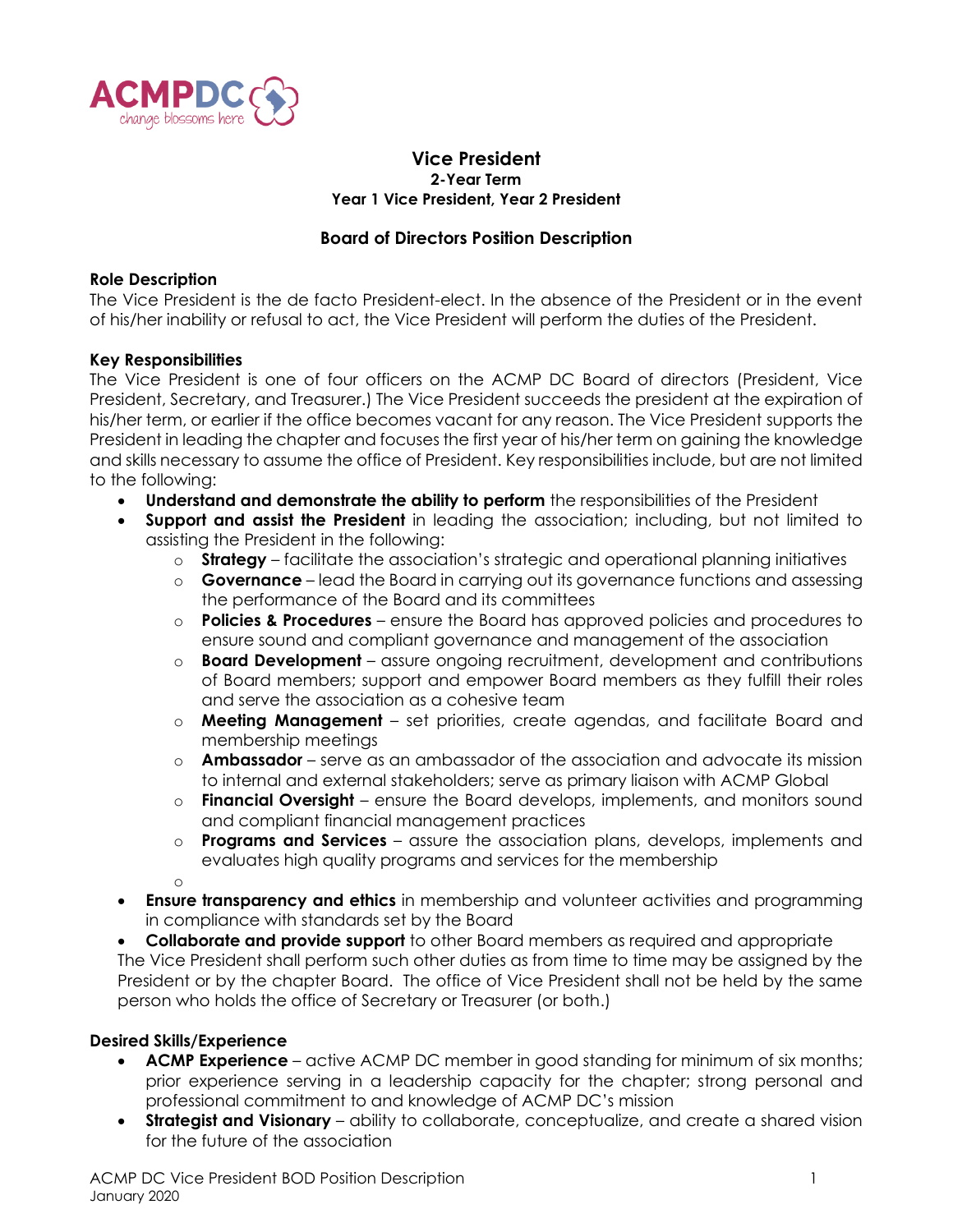# Vice President

**2-Year Term**

**Year 1 Vice President, Year 2 President**

## Board of Directors Position Description

### Role Description

The Vice President is the de facto President-elect. In the absence of the President or in the event of his/her inability or refusal to act, the Vice President will perform the duties of the President.

### Key Responsibilities

The Vice President is one of four officers on the ACMP DC Board of directors (President, Vice President, Secretary, and Treasurer.) The Vice President succeeds the president at the expiration of his/her term, or earlier if the office becomes vacant for any reason. The Vice President supports the President in leading the chapter and focuses the first year of his/her term on gaining the knowledge and skills necessary to assume the office of President. Key responsibilities include, but are not limited to the following:

- **Understand and demonstrate the ability to perform** the responsibilities of the President
- **Support and assist the President** in leading the association; including, but not limited to assisting the President in the following:
  - **Strategy** – facilitate the association's strategic and operational planning initiatives
  - **Governance** – lead the Board in carrying out its governance functions and assessing the performance of the Board and its committees
  - **Policies & Procedures** – ensure the Board has approved policies and procedures to ensure sound and compliant governance and management of the association
  - **Board Development** – assure ongoing recruitment, development and contributions of Board members; support and empower Board members as they fulfill their roles and serve the association as a cohesive team
  - **Meeting Management** – set priorities, create agendas, and facilitate Board and membership meetings
  - **Ambassador** – serve as an ambassador of the association and advocate its mission to internal and external stakeholders; serve as primary liaison with ACMP Global
  - **Financial Oversight** – ensure the Board develops, implements, and monitors sound and compliant financial management practices
  - **Programs and Services** – assure the association plans, develops, implements and evaluates high quality programs and services for the membership
- **Ensure transparency and ethics** in membership and volunteer activities and programming in compliance with standards set by the Board
- **Collaborate and provide support** to other Board members as required and appropriate

The Vice President shall perform such other duties as from time to time may be assigned by the President or by the chapter Board. The office of Vice President shall not be held by the same person who holds the office of Secretary or Treasurer (or both.)

### Desired Skills/Experience

- **ACMP Experience** – active ACMP DC member in good standing for minimum of six months; prior experience serving in a leadership capacity for the chapter; strong personal and professional commitment to and knowledge of ACMP DC's mission
- **Strategist and Visionary** – ability to collaborate, conceptualize, and create a shared vision for the future of the association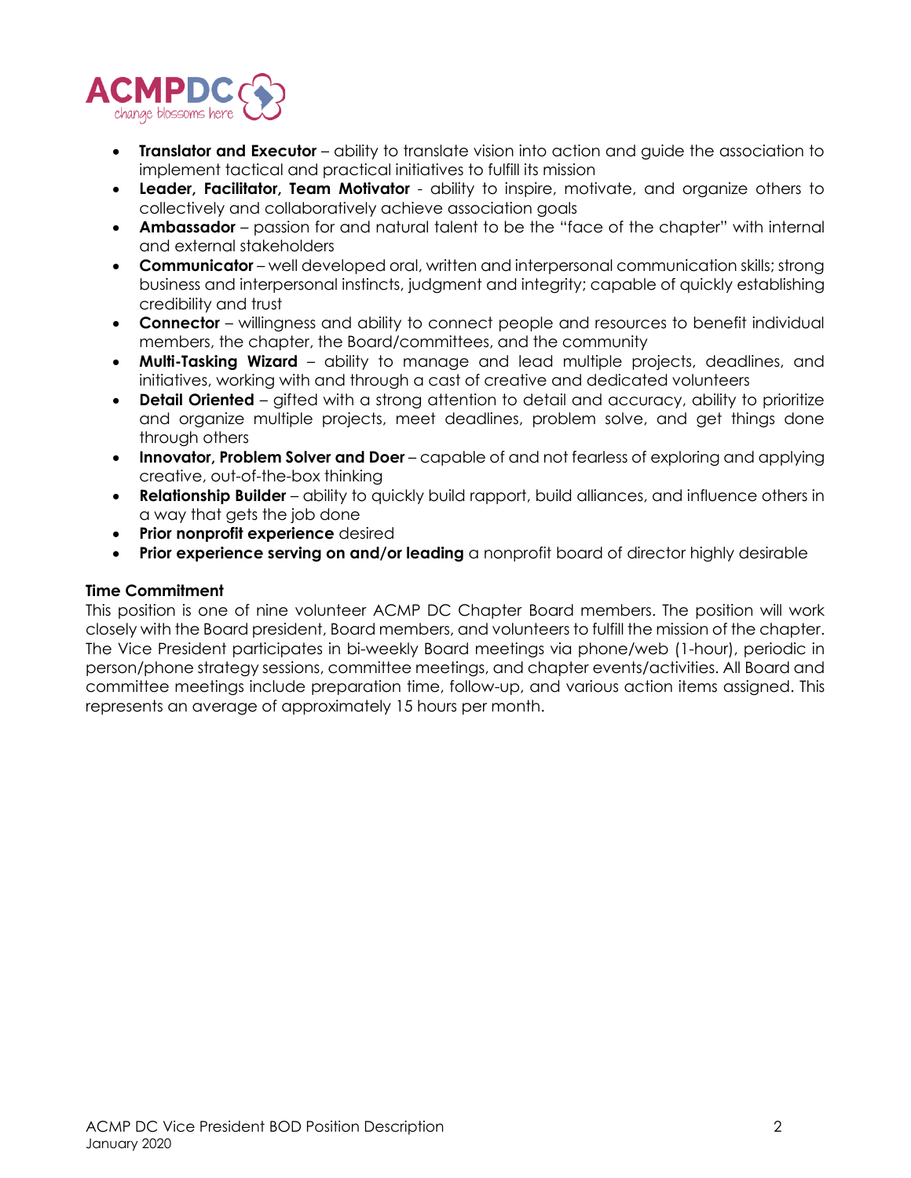- **Translator and Executor** – ability to translate vision into action and guide the association to implement tactical and practical initiatives to fulfill its mission
- **Leader, Facilitator, Team Motivator** - ability to inspire, motivate, and organize others to collectively and collaboratively achieve association goals
- **Ambassador** – passion for and natural talent to be the "face of the chapter" with internal and external stakeholders
- **Communicator** – well developed oral, written and interpersonal communication skills; strong business and interpersonal instincts, judgment and integrity; capable of quickly establishing credibility and trust
- **Connector** – willingness and ability to connect people and resources to benefit individual members, the chapter, the Board/committees, and the community
- **Multi-Tasking Wizard** – ability to manage and lead multiple projects, deadlines, and initiatives, working with and through a cast of creative and dedicated volunteers
- **Detail Oriented** – gifted with a strong attention to detail and accuracy, ability to prioritize and organize multiple projects, meet deadlines, problem solve, and get things done through others
- **Innovator, Problem Solver and Doer** – capable of and not fearless of exploring and applying creative, out-of-the-box thinking
- **Relationship Builder** – ability to quickly build rapport, build alliances, and influence others in a way that gets the job done
- **Prior nonprofit experience** desired
- **Prior experience serving on and/or leading** a nonprofit board of director highly desirable

**Time Commitment**

This position is one of nine volunteer ACMP DC Chapter Board members. The position will work closely with the Board president, Board members, and volunteers to fulfill the mission of the chapter. The Vice President participates in bi-weekly Board meetings via phone/web (1-hour), periodic in person/phone strategy sessions, committee meetings, and chapter events/activities. All Board and committee meetings include preparation time, follow-up, and various action items assigned. This represents an average of approximately 15 hours per month.